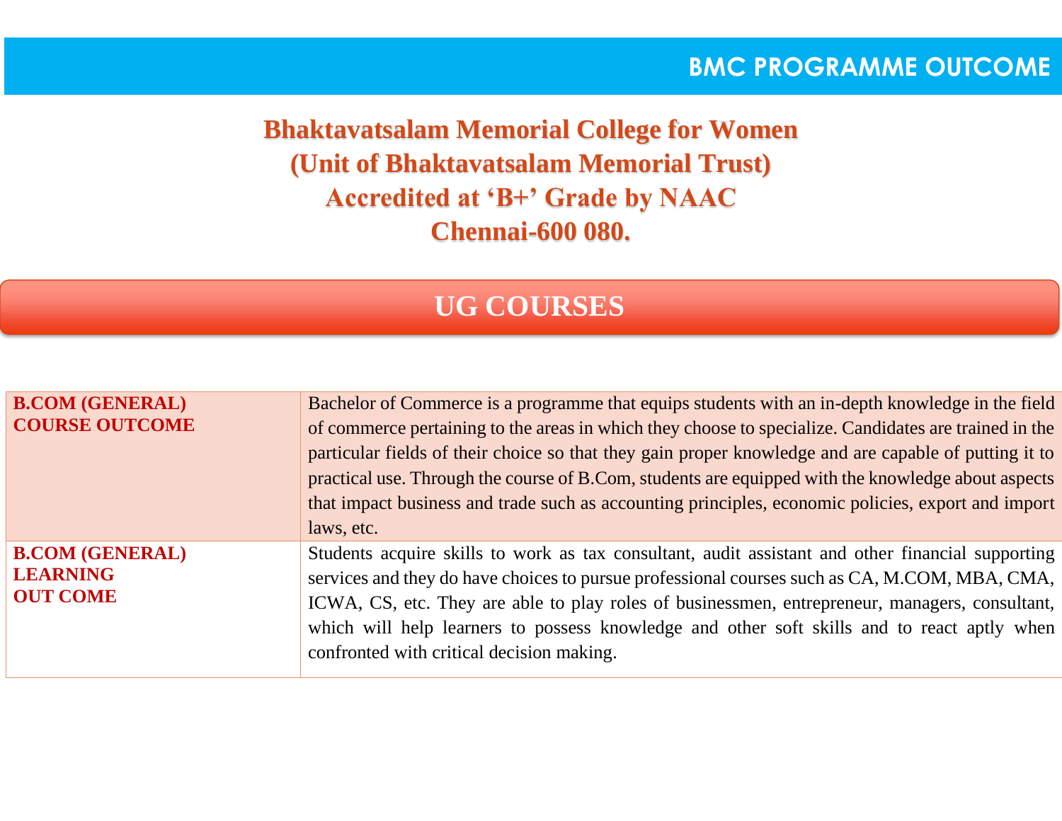# BMC PROGRAMME OUTCOME

## Bhaktavatsalam Memorial College for Women
## (Unit of Bhaktavatsalam Memorial Trust)
## Accredited at 'B+' Grade by NAAC
## Chennai-600 080.

## UG COURSES

| | |
|---|---|
| **B.COM (GENERAL) COURSE OUTCOME** | Bachelor of Commerce is a programme that equips students with an in-depth knowledge in the field of commerce pertaining to the areas in which they choose to specialize. Candidates are trained in the particular fields of their choice so that they gain proper knowledge and are capable of putting it to practical use. Through the course of B.Com, students are equipped with the knowledge about aspects that impact business and trade such as accounting principles, economic policies, export and import laws, etc. |
| **B.COM (GENERAL) LEARNING OUT COME** | Students acquire skills to work as tax consultant, audit assistant and other financial supporting services and they do have choices to pursue professional courses such as CA, M.COM, MBA, CMA, ICWA, CS, etc. They are able to play roles of businessmen, entrepreneur, managers, consultant, which will help learners to possess knowledge and other soft skills and to react aptly when confronted with critical decision making. |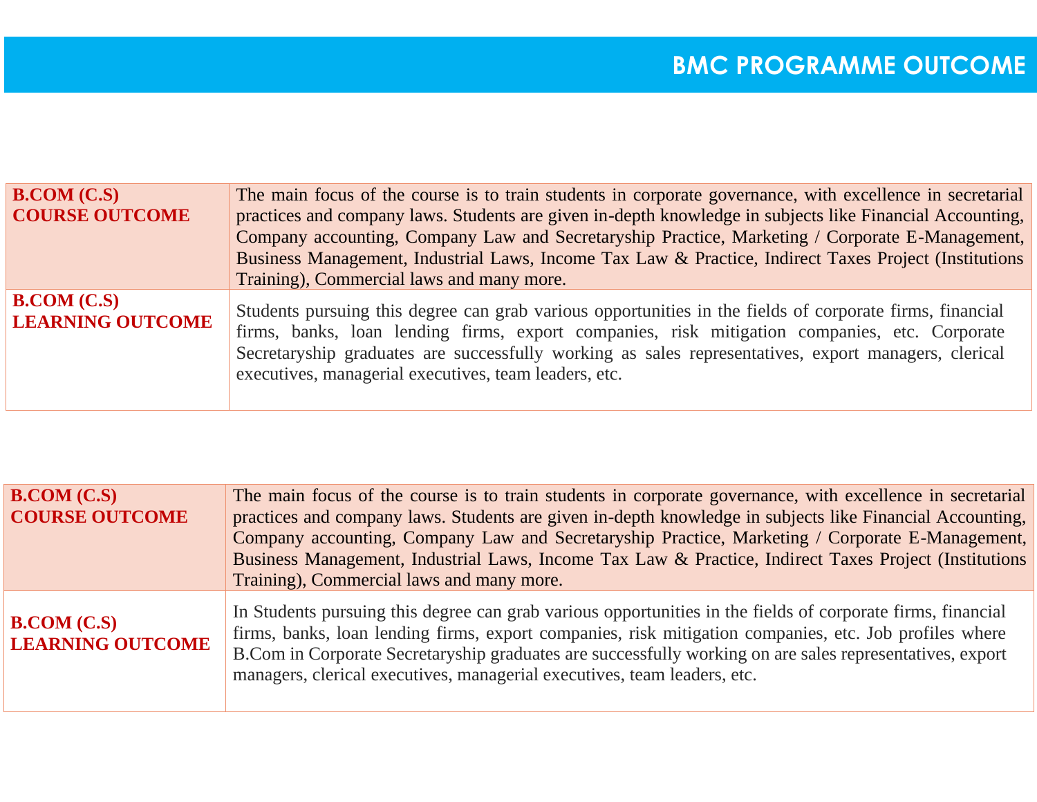# BMC PROGRAMME OUTCOME

| | |
|---|---|
| **B.COM (C.S) COURSE OUTCOME** | The main focus of the course is to train students in corporate governance, with excellence in secretarial practices and company laws. Students are given in-depth knowledge in subjects like Financial Accounting, Company accounting, Company Law and Secretaryship Practice, Marketing / Corporate E-Management, Business Management, Industrial Laws, Income Tax Law & Practice, Indirect Taxes Project (Institutions Training), Commercial laws and many more. |
| **B.COM (C.S) LEARNING OUTCOME** | Students pursuing this degree can grab various opportunities in the fields of corporate firms, financial firms, banks, loan lending firms, export companies, risk mitigation companies, etc. Corporate Secretaryship graduates are successfully working as sales representatives, export managers, clerical executives, managerial executives, team leaders, etc. |

| | |
|---|---|
| **B.COM (C.S) COURSE OUTCOME** | The main focus of the course is to train students in corporate governance, with excellence in secretarial practices and company laws. Students are given in-depth knowledge in subjects like Financial Accounting, Company accounting, Company Law and Secretaryship Practice, Marketing / Corporate E-Management, Business Management, Industrial Laws, Income Tax Law & Practice, Indirect Taxes Project (Institutions Training), Commercial laws and many more. |
| **B.COM (C.S) LEARNING OUTCOME** | In Students pursuing this degree can grab various opportunities in the fields of corporate firms, financial firms, banks, loan lending firms, export companies, risk mitigation companies, etc. Job profiles where B.Com in Corporate Secretaryship graduates are successfully working on are sales representatives, export managers, clerical executives, managerial executives, team leaders, etc. |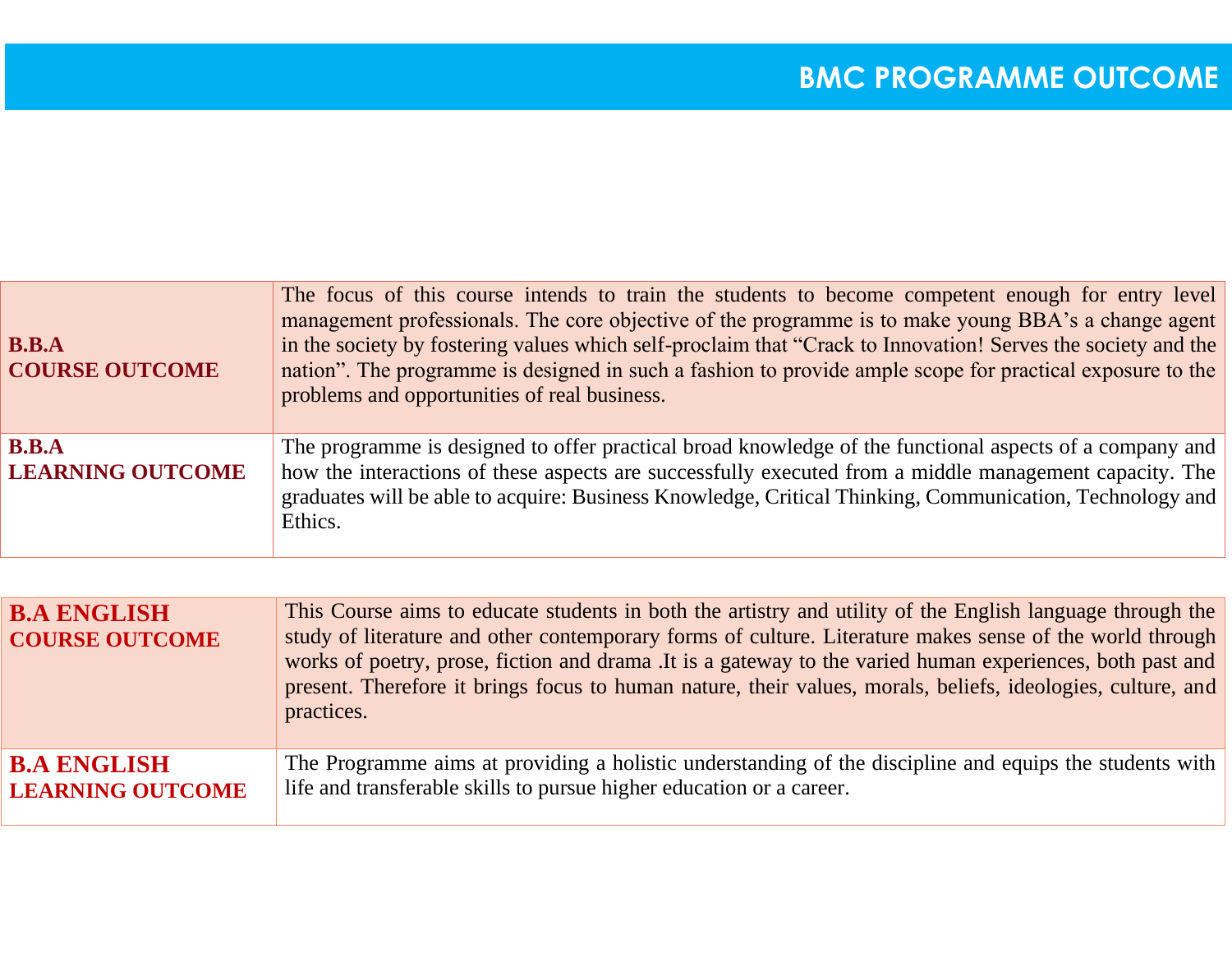# BMC PROGRAMME OUTCOME

| | |
|---|---|
| **B.B.A COURSE OUTCOME** | The focus of this course intends to train the students to become competent enough for entry level management professionals. The core objective of the programme is to make young BBA's a change agent in the society by fostering values which self-proclaim that "Crack to Innovation! Serves the society and the nation". The programme is designed in such a fashion to provide ample scope for practical exposure to the problems and opportunities of real business. |
| **B.B.A LEARNING OUTCOME** | The programme is designed to offer practical broad knowledge of the functional aspects of a company and how the interactions of these aspects are successfully executed from a middle management capacity. The graduates will be able to acquire: Business Knowledge, Critical Thinking, Communication, Technology and Ethics. |

| | |
|---|---|
| **B.A ENGLISH COURSE OUTCOME** | This Course aims to educate students in both the artistry and utility of the English language through the study of literature and other contemporary forms of culture. Literature makes sense of the world through works of poetry, prose, fiction and drama .It is a gateway to the varied human experiences, both past and present. Therefore it brings focus to human nature, their values, morals, beliefs, ideologies, culture, and practices. |
| **B.A ENGLISH LEARNING OUTCOME** | The Programme aims at providing a holistic understanding of the discipline and equips the students with life and transferable skills to pursue higher education or a career. |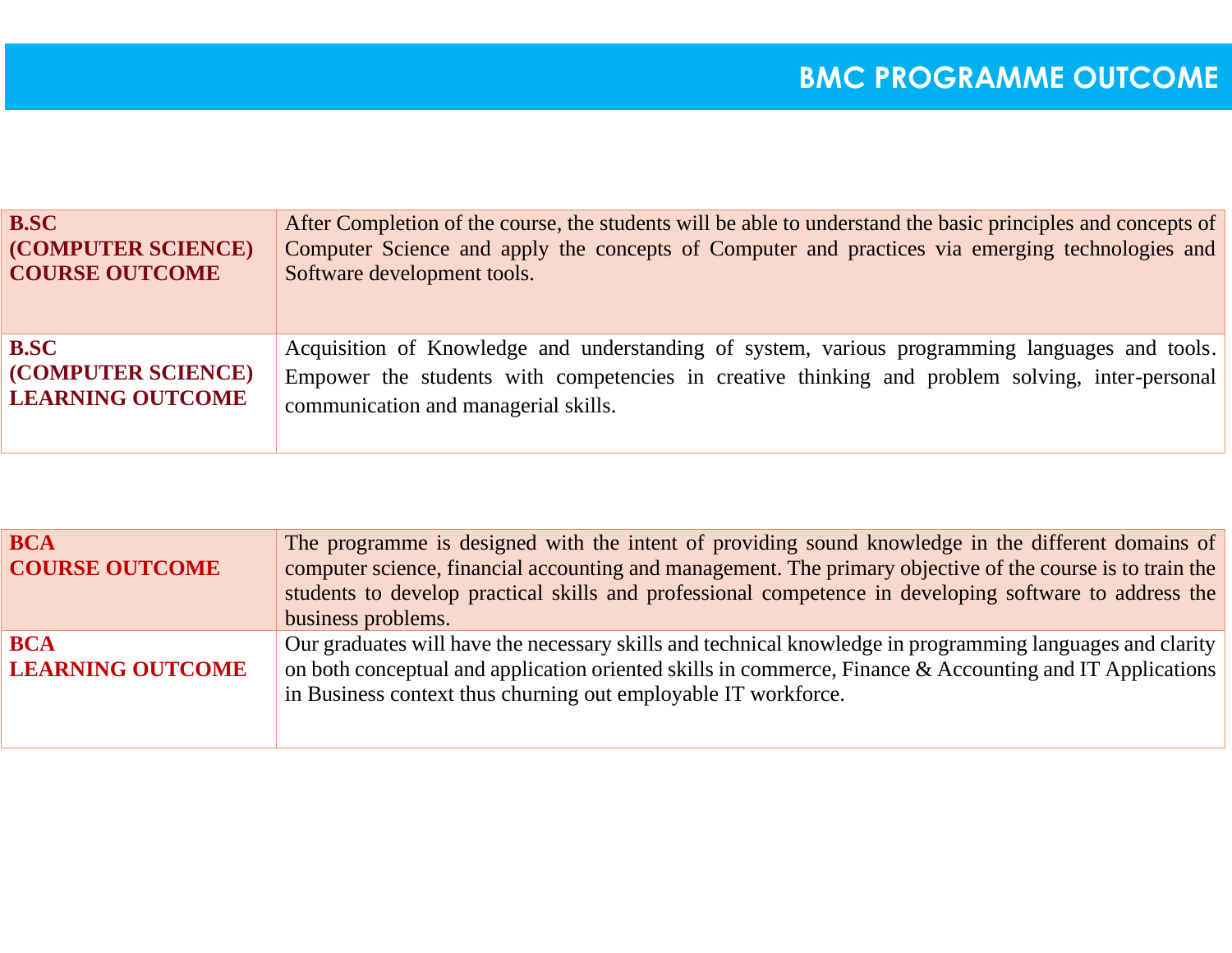# BMC PROGRAMME OUTCOME

| | |
|---|---|
| **B.SC (COMPUTER SCIENCE) COURSE OUTCOME** | After Completion of the course, the students will be able to understand the basic principles and concepts of Computer Science and apply the concepts of Computer and practices via emerging technologies and Software development tools. |
| **B.SC (COMPUTER SCIENCE) LEARNING OUTCOME** | Acquisition of Knowledge and understanding of system, various programming languages and tools. Empower the students with competencies in creative thinking and problem solving, inter-personal communication and managerial skills. |

| | |
|---|---|
| **BCA COURSE OUTCOME** | The programme is designed with the intent of providing sound knowledge in the different domains of computer science, financial accounting and management. The primary objective of the course is to train the students to develop practical skills and professional competence in developing software to address the business problems. |
| **BCA LEARNING OUTCOME** | Our graduates will have the necessary skills and technical knowledge in programming languages and clarity on both conceptual and application oriented skills in commerce, Finance & Accounting and IT Applications in Business context thus churning out employable IT workforce. |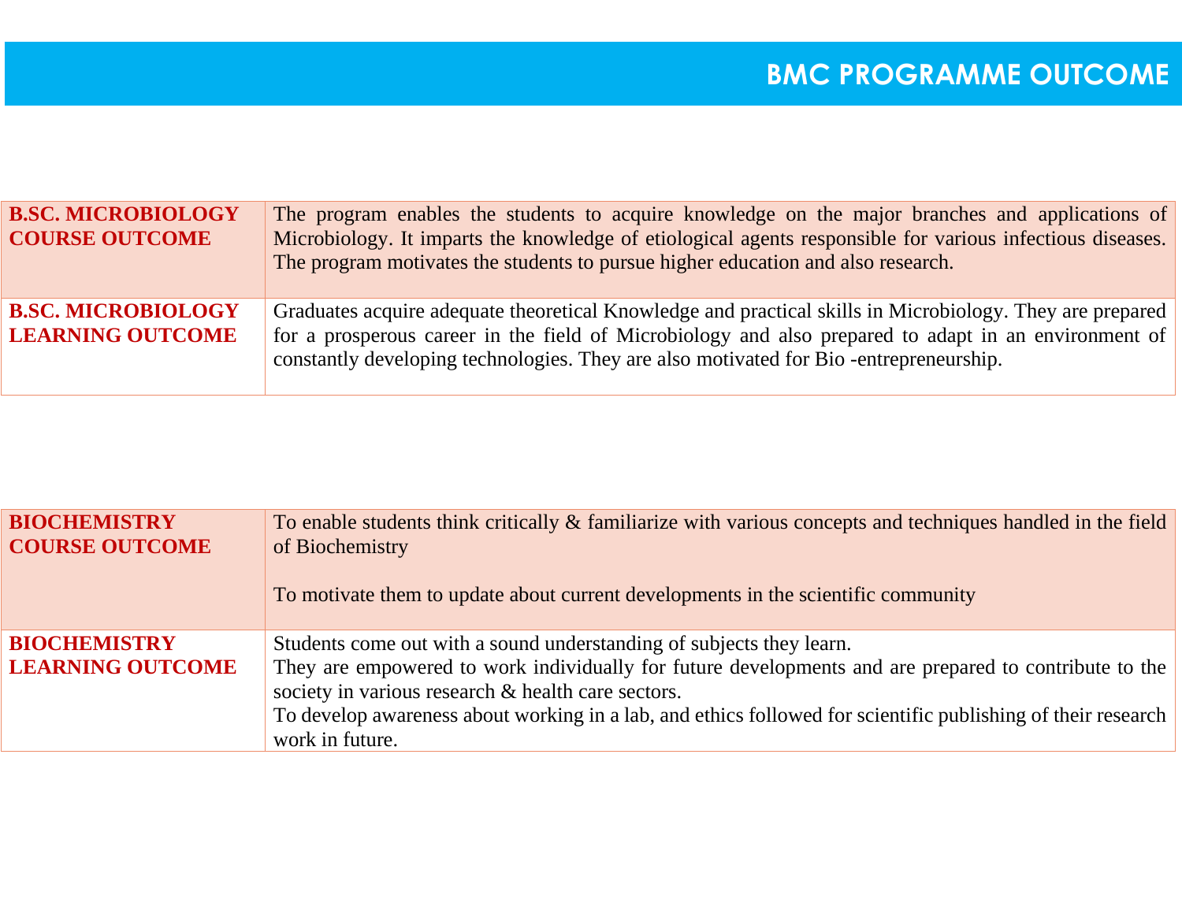# BMC PROGRAMME OUTCOME

| | |
|---|---|
| **B.SC. MICROBIOLOGY COURSE OUTCOME** | The program enables the students to acquire knowledge on the major branches and applications of Microbiology. It imparts the knowledge of etiological agents responsible for various infectious diseases. The program motivates the students to pursue higher education and also research. |
| **B.SC. MICROBIOLOGY LEARNING OUTCOME** | Graduates acquire adequate theoretical Knowledge and practical skills in Microbiology. They are prepared for a prosperous career in the field of Microbiology and also prepared to adapt in an environment of constantly developing technologies. They are also motivated for Bio -entrepreneurship. |

| | |
|---|---|
| **BIOCHEMISTRY COURSE OUTCOME** | To enable students think critically & familiarize with various concepts and techniques handled in the field of Biochemistry<br><br>To motivate them to update about current developments in the scientific community |
| **BIOCHEMISTRY LEARNING OUTCOME** | Students come out with a sound understanding of subjects they learn.<br>They are empowered to work individually for future developments and are prepared to contribute to the society in various research & health care sectors.<br>To develop awareness about working in a lab, and ethics followed for scientific publishing of their research work in future. |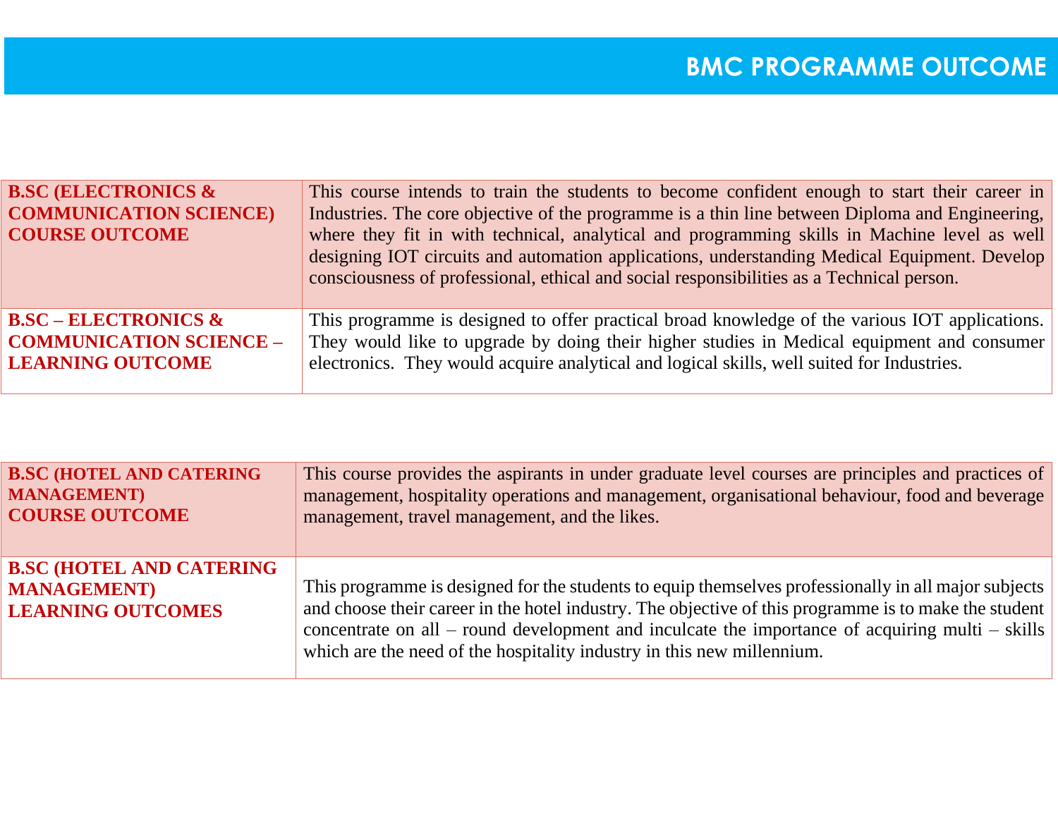# BMC PROGRAMME OUTCOME

| | |
|---|---|
| **B.SC (ELECTRONICS & COMMUNICATION SCIENCE) COURSE OUTCOME** | This course intends to train the students to become confident enough to start their career in Industries. The core objective of the programme is a thin line between Diploma and Engineering, where they fit in with technical, analytical and programming skills in Machine level as well designing IOT circuits and automation applications, understanding Medical Equipment. Develop consciousness of professional, ethical and social responsibilities as a Technical person. |
| **B.SC – ELECTRONICS & COMMUNICATION SCIENCE – LEARNING OUTCOME** | This programme is designed to offer practical broad knowledge of the various IOT applications. They would like to upgrade by doing their higher studies in Medical equipment and consumer electronics. They would acquire analytical and logical skills, well suited for Industries. |

| | |
|---|---|
| **B.SC (HOTEL AND CATERING MANAGEMENT) COURSE OUTCOME** | This course provides the aspirants in under graduate level courses are principles and practices of management, hospitality operations and management, organisational behaviour, food and beverage management, travel management, and the likes. |
| **B.SC (HOTEL AND CATERING MANAGEMENT) LEARNING OUTCOMES** | This programme is designed for the students to equip themselves professionally in all major subjects and choose their career in the hotel industry. The objective of this programme is to make the student concentrate on all – round development and inculcate the importance of acquiring multi – skills which are the need of the hospitality industry in this new millennium. |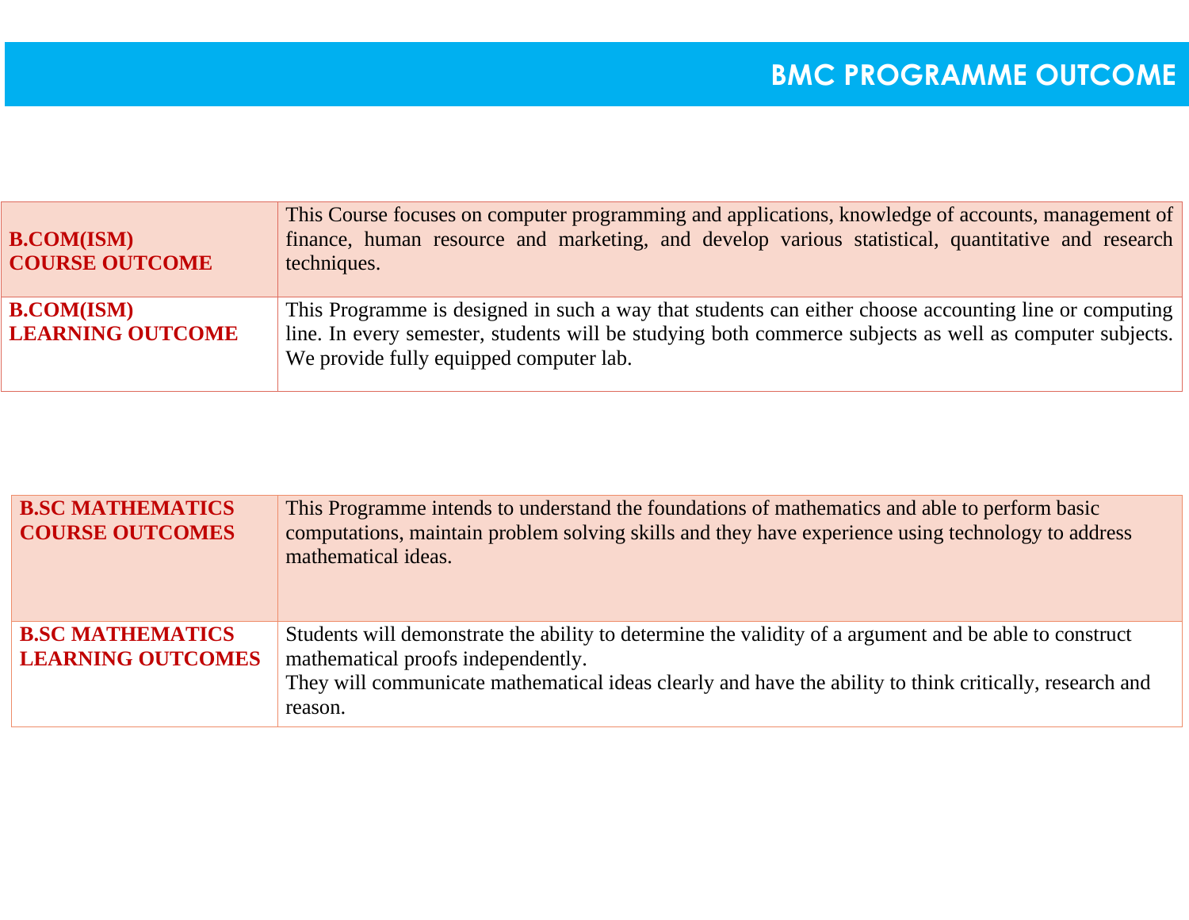# BMC PROGRAMME OUTCOME

| | |
|---|---|
| **B.COM(ISM) COURSE OUTCOME** | This Course focuses on computer programming and applications, knowledge of accounts, management of finance, human resource and marketing, and develop various statistical, quantitative and research techniques. |
| **B.COM(ISM) LEARNING OUTCOME** | This Programme is designed in such a way that students can either choose accounting line or computing line. In every semester, students will be studying both commerce subjects as well as computer subjects. We provide fully equipped computer lab. |

| | |
|---|---|
| **B.SC MATHEMATICS COURSE OUTCOMES** | This Programme intends to understand the foundations of mathematics and able to perform basic computations, maintain problem solving skills and they have experience using technology to address mathematical ideas. |
| **B.SC MATHEMATICS LEARNING OUTCOMES** | Students will demonstrate the ability to determine the validity of a argument and be able to construct mathematical proofs independently.<br>They will communicate mathematical ideas clearly and have the ability to think critically, research and reason. |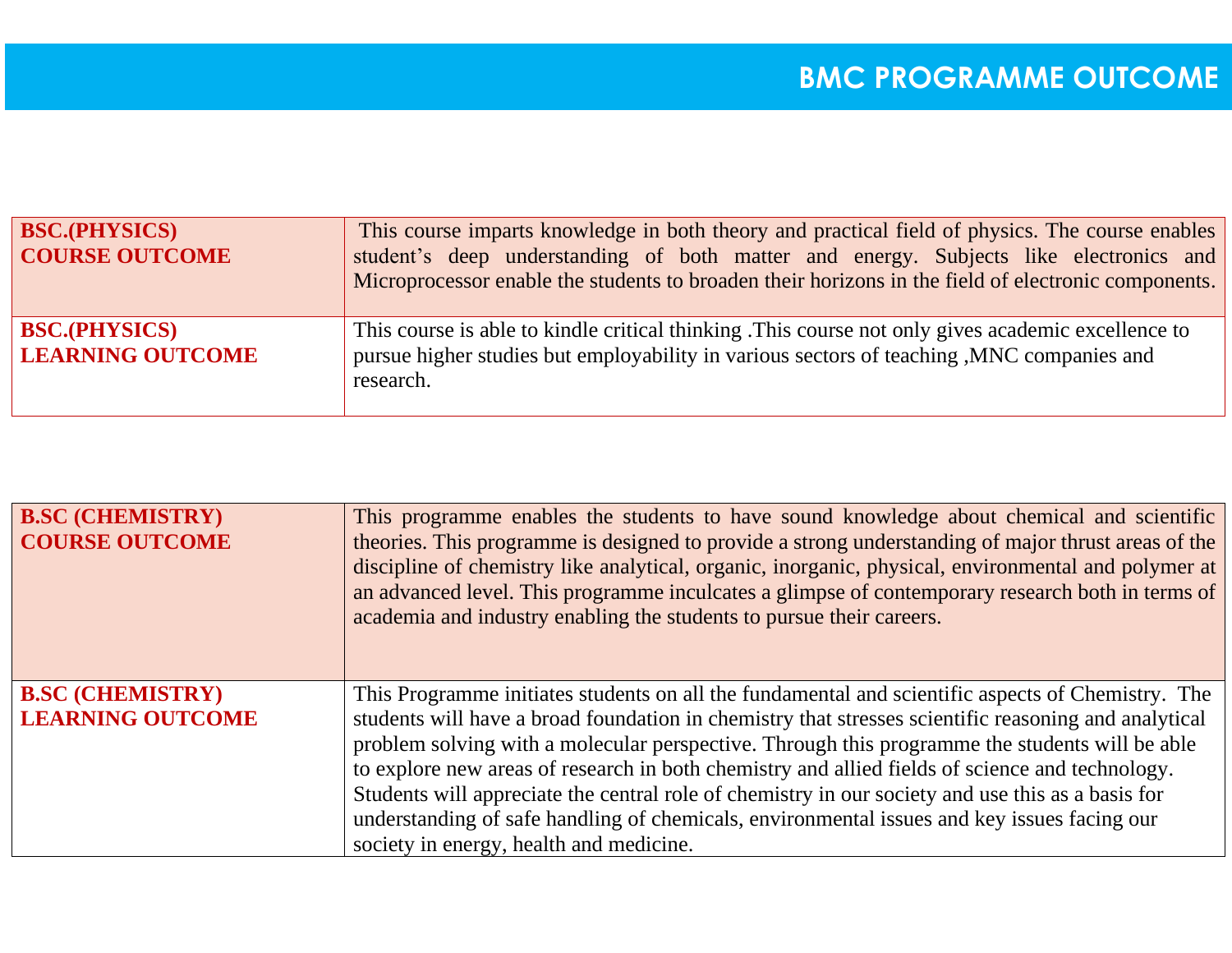# BMC PROGRAMME OUTCOME

| BSC.(PHYSICS) COURSE OUTCOME | This course imparts knowledge in both theory and practical field of physics. The course enables student's deep understanding of both matter and energy. Subjects like electronics and Microprocessor enable the students to broaden their horizons in the field of electronic components. |
|---|---|
| BSC.(PHYSICS) LEARNING OUTCOME | This course is able to kindle critical thinking .This course not only gives academic excellence to pursue higher studies but employability in various sectors of teaching ,MNC companies and research. |

| B.SC (CHEMISTRY) COURSE OUTCOME | This programme enables the students to have sound knowledge about chemical and scientific theories. This programme is designed to provide a strong understanding of major thrust areas of the discipline of chemistry like analytical, organic, inorganic, physical, environmental and polymer at an advanced level. This programme inculcates a glimpse of contemporary research both in terms of academia and industry enabling the students to pursue their careers. |
|---|---|
| B.SC (CHEMISTRY) LEARNING OUTCOME | This Programme initiates students on all the fundamental and scientific aspects of Chemistry. The students will have a broad foundation in chemistry that stresses scientific reasoning and analytical problem solving with a molecular perspective. Through this programme the students will be able to explore new areas of research in both chemistry and allied fields of science and technology. Students will appreciate the central role of chemistry in our society and use this as a basis for understanding of safe handling of chemicals, environmental issues and key issues facing our society in energy, health and medicine. |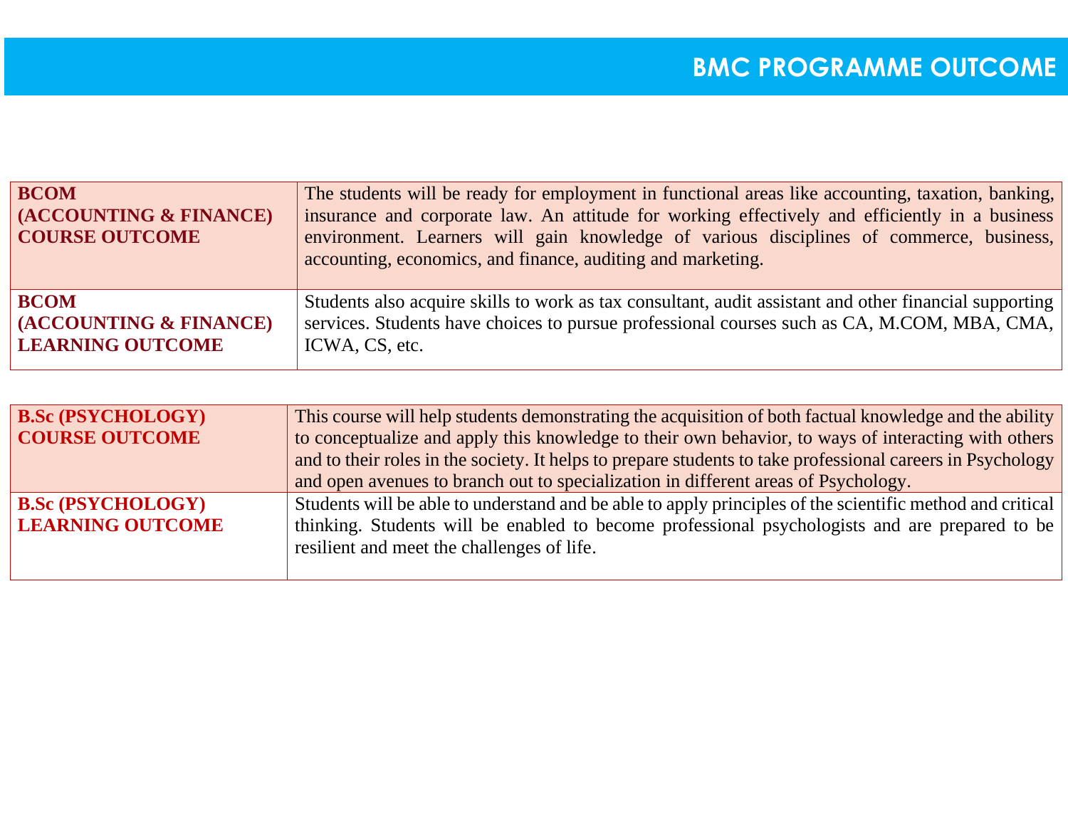# BMC PROGRAMME OUTCOME

| | |
|---|---|
| **BCOM (ACCOUNTING & FINANCE) COURSE OUTCOME** | The students will be ready for employment in functional areas like accounting, taxation, banking, insurance and corporate law. An attitude for working effectively and efficiently in a business environment. Learners will gain knowledge of various disciplines of commerce, business, accounting, economics, and finance, auditing and marketing. |
| **BCOM (ACCOUNTING & FINANCE) LEARNING OUTCOME** | Students also acquire skills to work as tax consultant, audit assistant and other financial supporting services. Students have choices to pursue professional courses such as CA, M.COM, MBA, CMA, ICWA, CS, etc. |

| | |
|---|---|
| **B.Sc (PSYCHOLOGY) COURSE OUTCOME** | This course will help students demonstrating the acquisition of both factual knowledge and the ability to conceptualize and apply this knowledge to their own behavior, to ways of interacting with others and to their roles in the society. It helps to prepare students to take professional careers in Psychology and open avenues to branch out to specialization in different areas of Psychology. |
| **B.Sc (PSYCHOLOGY) LEARNING OUTCOME** | Students will be able to understand and be able to apply principles of the scientific method and critical thinking. Students will be enabled to become professional psychologists and are prepared to be resilient and meet the challenges of life. |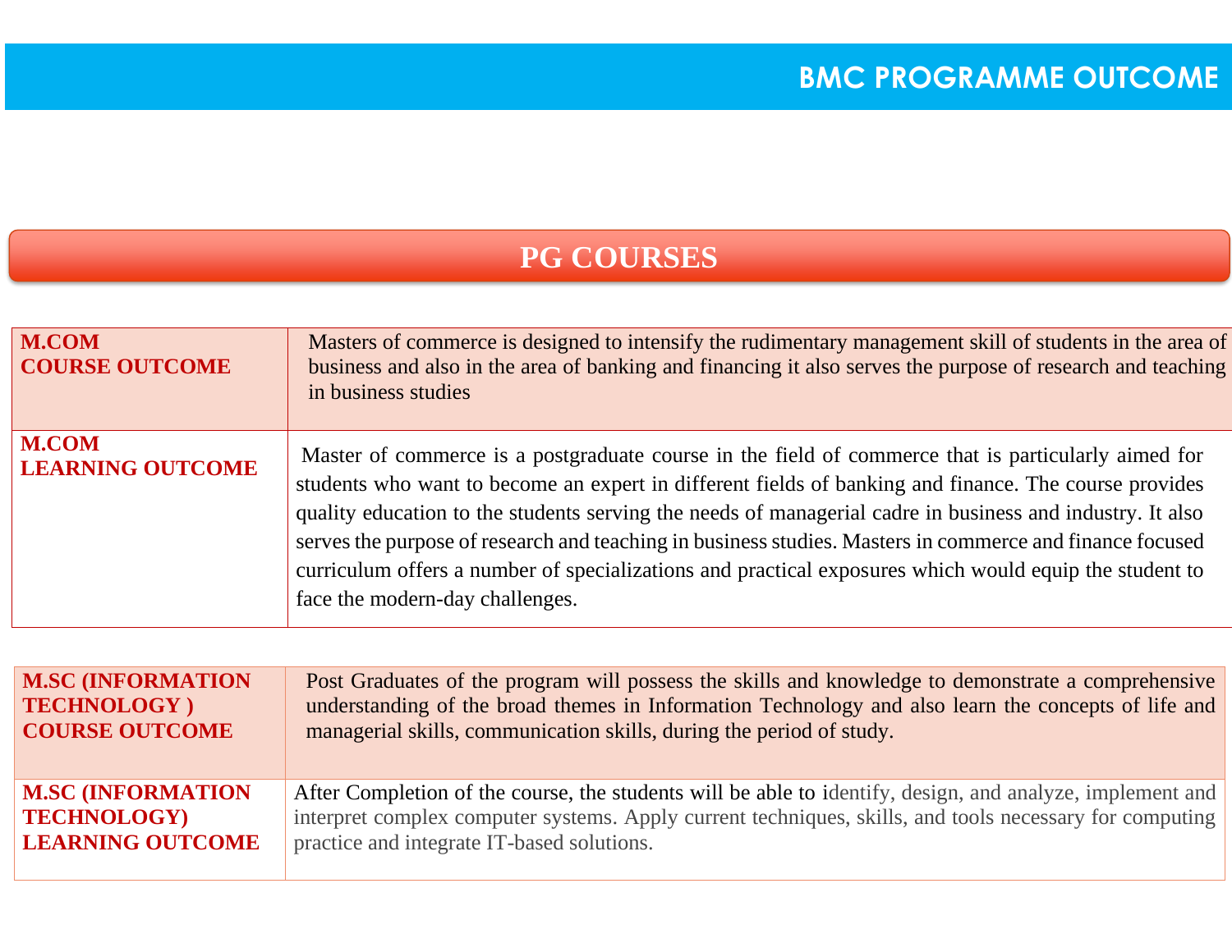# BMC PROGRAMME OUTCOME

## PG COURSES

| | |
|---|---|
| **M.COM COURSE OUTCOME** | Masters of commerce is designed to intensify the rudimentary management skill of students in the area of business and also in the area of banking and financing it also serves the purpose of research and teaching in business studies |
| **M.COM LEARNING OUTCOME** | Master of commerce is a postgraduate course in the field of commerce that is particularly aimed for students who want to become an expert in different fields of banking and finance. The course provides quality education to the students serving the needs of managerial cadre in business and industry. It also serves the purpose of research and teaching in business studies. Masters in commerce and finance focused curriculum offers a number of specializations and practical exposures which would equip the student to face the modern-day challenges. |

| | |
|---|---|
| **M.SC (INFORMATION TECHNOLOGY ) COURSE OUTCOME** | Post Graduates of the program will possess the skills and knowledge to demonstrate a comprehensive understanding of the broad themes in Information Technology and also learn the concepts of life and managerial skills, communication skills, during the period of study. |
| **M.SC (INFORMATION TECHNOLOGY) LEARNING OUTCOME** | After Completion of the course, the students will be able to identify, design, and analyze, implement and interpret complex computer systems. Apply current techniques, skills, and tools necessary for computing practice and integrate IT-based solutions. |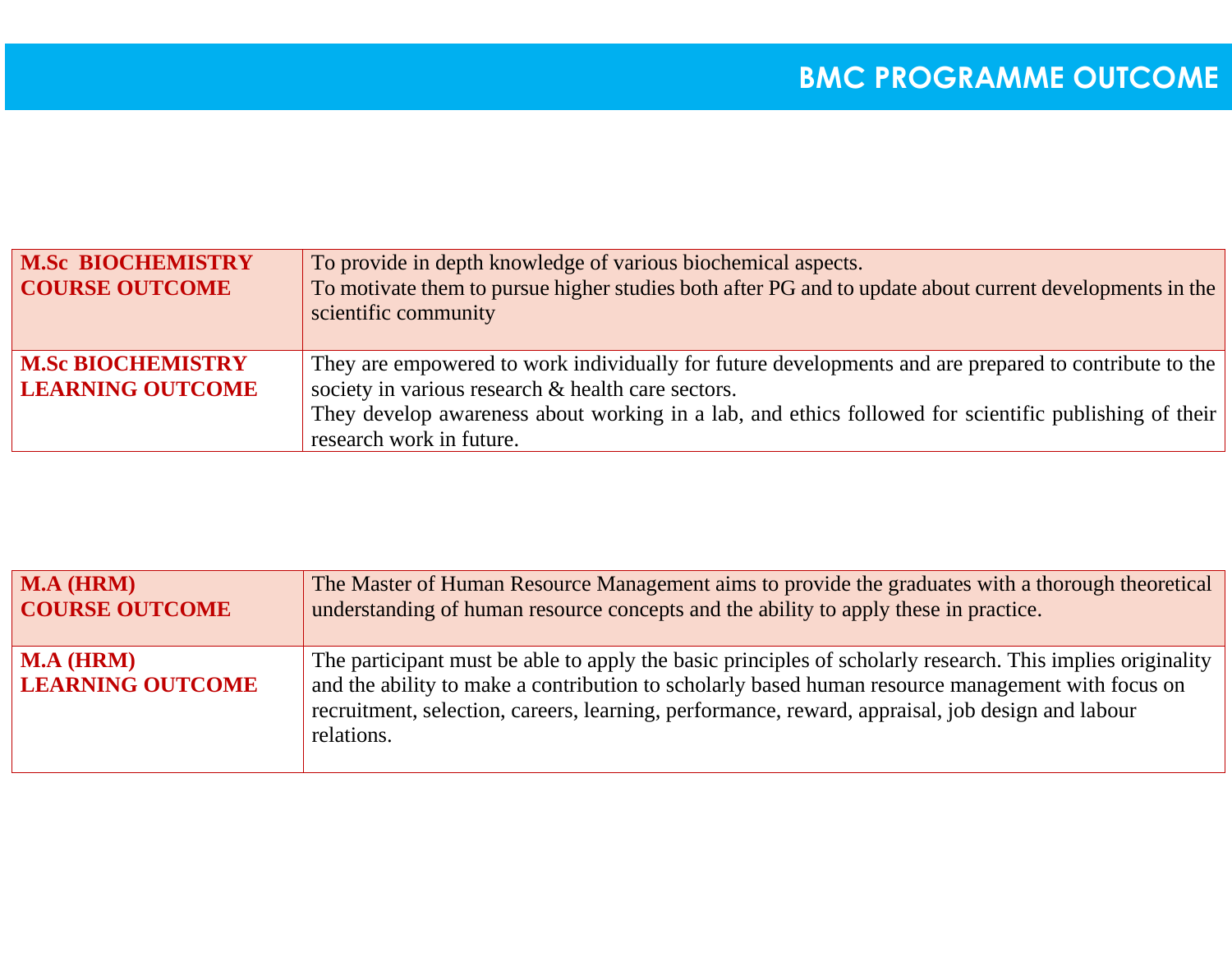## BMC PROGRAMME OUTCOME

| | |
|---|---|
| **M.Sc BIOCHEMISTRY COURSE OUTCOME** | To provide in depth knowledge of various biochemical aspects.<br>To motivate them to pursue higher studies both after PG and to update about current developments in the scientific community |
| **M.Sc BIOCHEMISTRY LEARNING OUTCOME** | They are empowered to work individually for future developments and are prepared to contribute to the society in various research & health care sectors.<br>They develop awareness about working in a lab, and ethics followed for scientific publishing of their research work in future. |

| | |
|---|---|
| **M.A (HRM) COURSE OUTCOME** | The Master of Human Resource Management aims to provide the graduates with a thorough theoretical understanding of human resource concepts and the ability to apply these in practice. |
| **M.A (HRM) LEARNING OUTCOME** | The participant must be able to apply the basic principles of scholarly research. This implies originality and the ability to make a contribution to scholarly based human resource management with focus on recruitment, selection, careers, learning, performance, reward, appraisal, job design and labour relations. |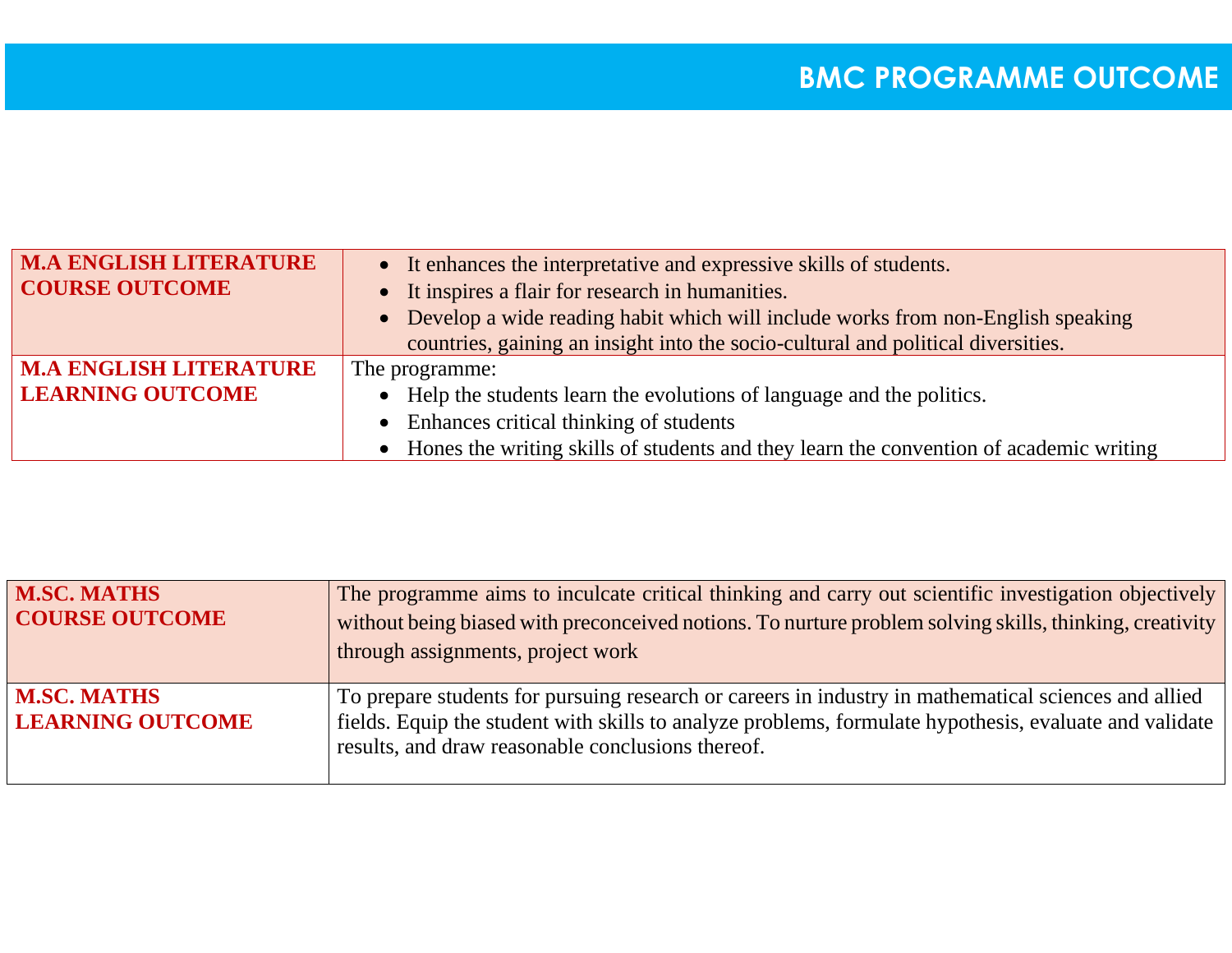## BMC PROGRAMME OUTCOME

| | |
|---|---|
| **M.A ENGLISH LITERATURE COURSE OUTCOME** | • It enhances the interpretative and expressive skills of students.<br>• It inspires a flair for research in humanities.<br>• Develop a wide reading habit which will include works from non-English speaking countries, gaining an insight into the socio-cultural and political diversities. |
| **M.A ENGLISH LITERATURE LEARNING OUTCOME** | The programme:<br>• Help the students learn the evolutions of language and the politics.<br>• Enhances critical thinking of students<br>• Hones the writing skills of students and they learn the convention of academic writing |

| | |
|---|---|
| **M.SC. MATHS COURSE OUTCOME** | The programme aims to inculcate critical thinking and carry out scientific investigation objectively without being biased with preconceived notions. To nurture problem solving skills, thinking, creativity through assignments, project work |
| **M.SC. MATHS LEARNING OUTCOME** | To prepare students for pursuing research or careers in industry in mathematical sciences and allied fields. Equip the student with skills to analyze problems, formulate hypothesis, evaluate and validate results, and draw reasonable conclusions thereof. |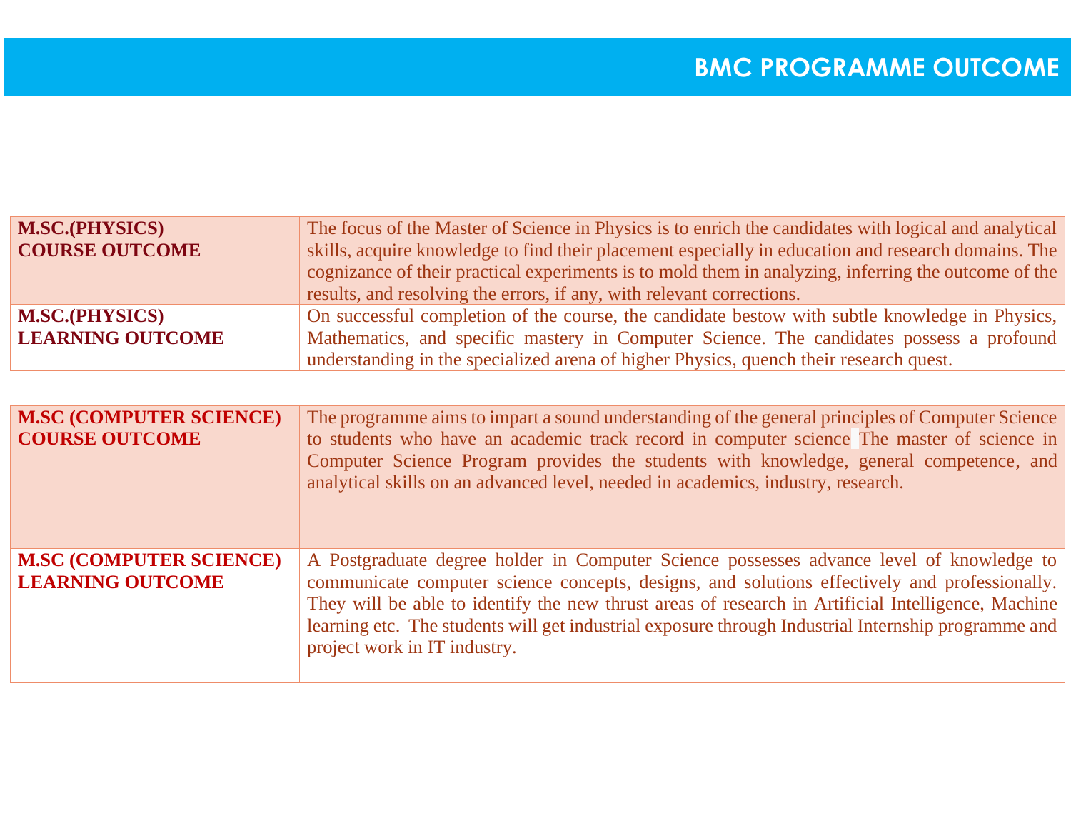# BMC PROGRAMME OUTCOME

| | |
|---|---|
| **M.SC.(PHYSICS) COURSE OUTCOME** | The focus of the Master of Science in Physics is to enrich the candidates with logical and analytical skills, acquire knowledge to find their placement especially in education and research domains. The cognizance of their practical experiments is to mold them in analyzing, inferring the outcome of the results, and resolving the errors, if any, with relevant corrections. |
| **M.SC.(PHYSICS) LEARNING OUTCOME** | On successful completion of the course, the candidate bestow with subtle knowledge in Physics, Mathematics, and specific mastery in Computer Science. The candidates possess a profound understanding in the specialized arena of higher Physics, quench their research quest. |

| | |
|---|---|
| **M.SC (COMPUTER SCIENCE) COURSE OUTCOME** | The programme aims to impart a sound understanding of the general principles of Computer Science to students who have an academic track record in computer science The master of science in Computer Science Program provides the students with knowledge, general competence, and analytical skills on an advanced level, needed in academics, industry, research. |
| **M.SC (COMPUTER SCIENCE) LEARNING OUTCOME** | A Postgraduate degree holder in Computer Science possesses advance level of knowledge to communicate computer science concepts, designs, and solutions effectively and professionally. They will be able to identify the new thrust areas of research in Artificial Intelligence, Machine learning etc. The students will get industrial exposure through Industrial Internship programme and project work in IT industry. |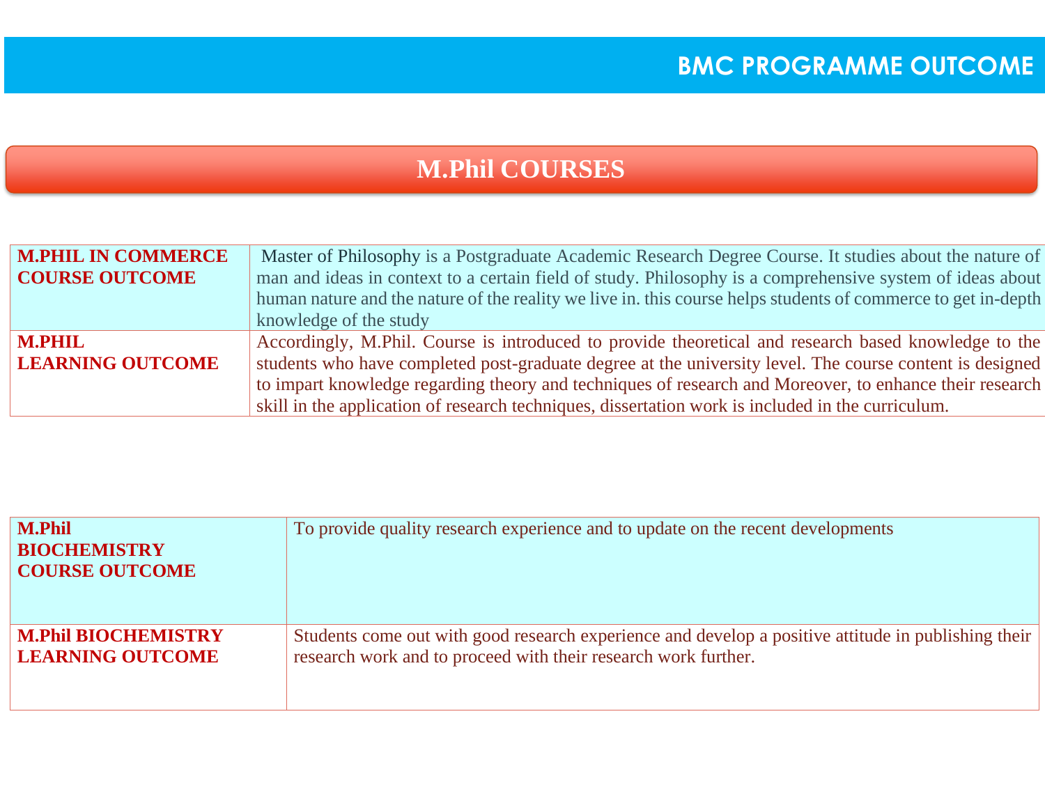# BMC PROGRAMME OUTCOME

## M.Phil COURSES

| **M.PHIL IN COMMERCE COURSE OUTCOME** | Master of Philosophy is a Postgraduate Academic Research Degree Course. It studies about the nature of man and ideas in context to a certain field of study. Philosophy is a comprehensive system of ideas about human nature and the nature of the reality we live in. this course helps students of commerce to get in-depth knowledge of the study |
|---|---|
| **M.PHIL LEARNING OUTCOME** | Accordingly, M.Phil. Course is introduced to provide theoretical and research based knowledge to the students who have completed post-graduate degree at the university level. The course content is designed to impart knowledge regarding theory and techniques of research and Moreover, to enhance their research skill in the application of research techniques, dissertation work is included in the curriculum. |

| **M.Phil BIOCHEMISTRY COURSE OUTCOME** | To provide quality research experience and to update on the recent developments |
|---|---|
| **M.Phil BIOCHEMISTRY LEARNING OUTCOME** | Students come out with good research experience and develop a positive attitude in publishing their research work and to proceed with their research work further. |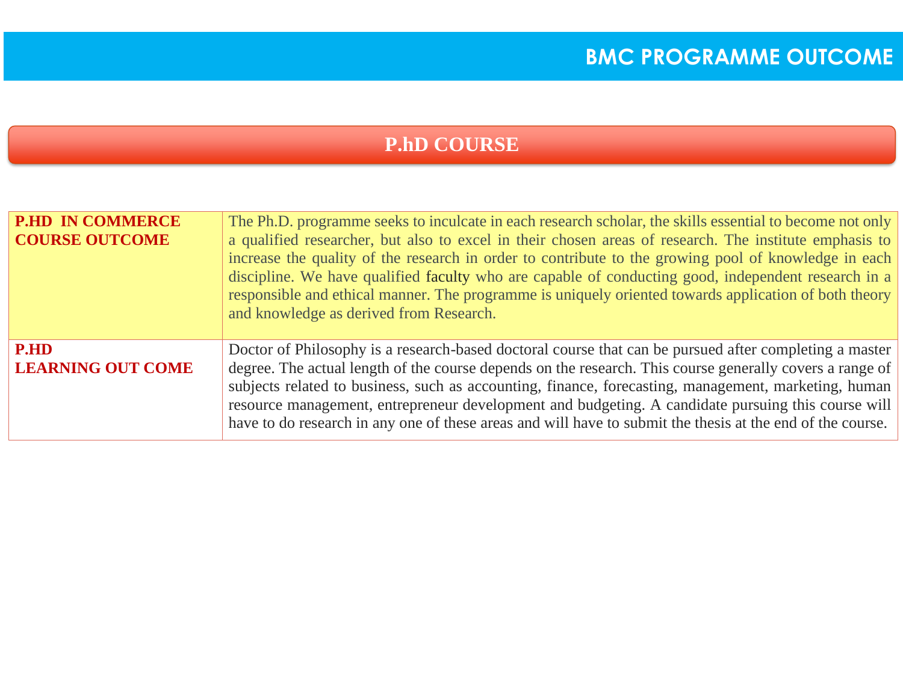## BMC PROGRAMME OUTCOME

## P.hD COURSE

| | |
|---|---|
| **P.HD IN COMMERCE COURSE OUTCOME** | The Ph.D. programme seeks to inculcate in each research scholar, the skills essential to become not only a qualified researcher, but also to excel in their chosen areas of research. The institute emphasis to increase the quality of the research in order to contribute to the growing pool of knowledge in each discipline. We have qualified faculty who are capable of conducting good, independent research in a responsible and ethical manner. The programme is uniquely oriented towards application of both theory and knowledge as derived from Research. |
| **P.HD LEARNING OUT COME** | Doctor of Philosophy is a research-based doctoral course that can be pursued after completing a master degree. The actual length of the course depends on the research. This course generally covers a range of subjects related to business, such as accounting, finance, forecasting, management, marketing, human resource management, entrepreneur development and budgeting. A candidate pursuing this course will have to do research in any one of these areas and will have to submit the thesis at the end of the course. |